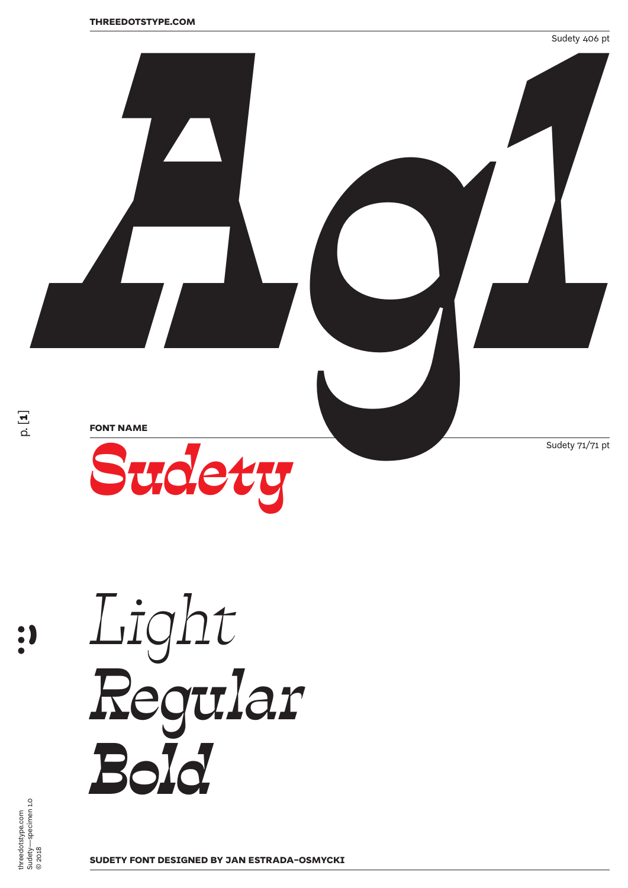Sudety 406 pt

# Ag1

**FONT NAME**

Sudety 71/71 pt

# Sudety

*Light*

*Regular*

***Bold***

**SUDETY FONT DESIGNED BY JAN ESTRADA-OSMYCKI**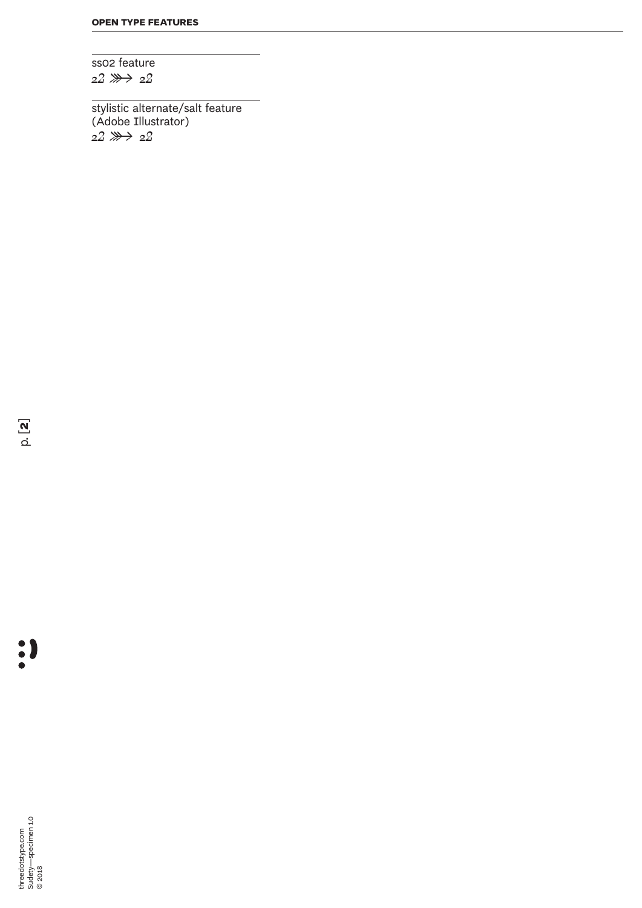**OPEN TYPE FEATURES**

ss02 feature
22 ⋙→ 22

stylistic alternate/salt feature
(Adobe Illustrator)
22 ⋙→ 22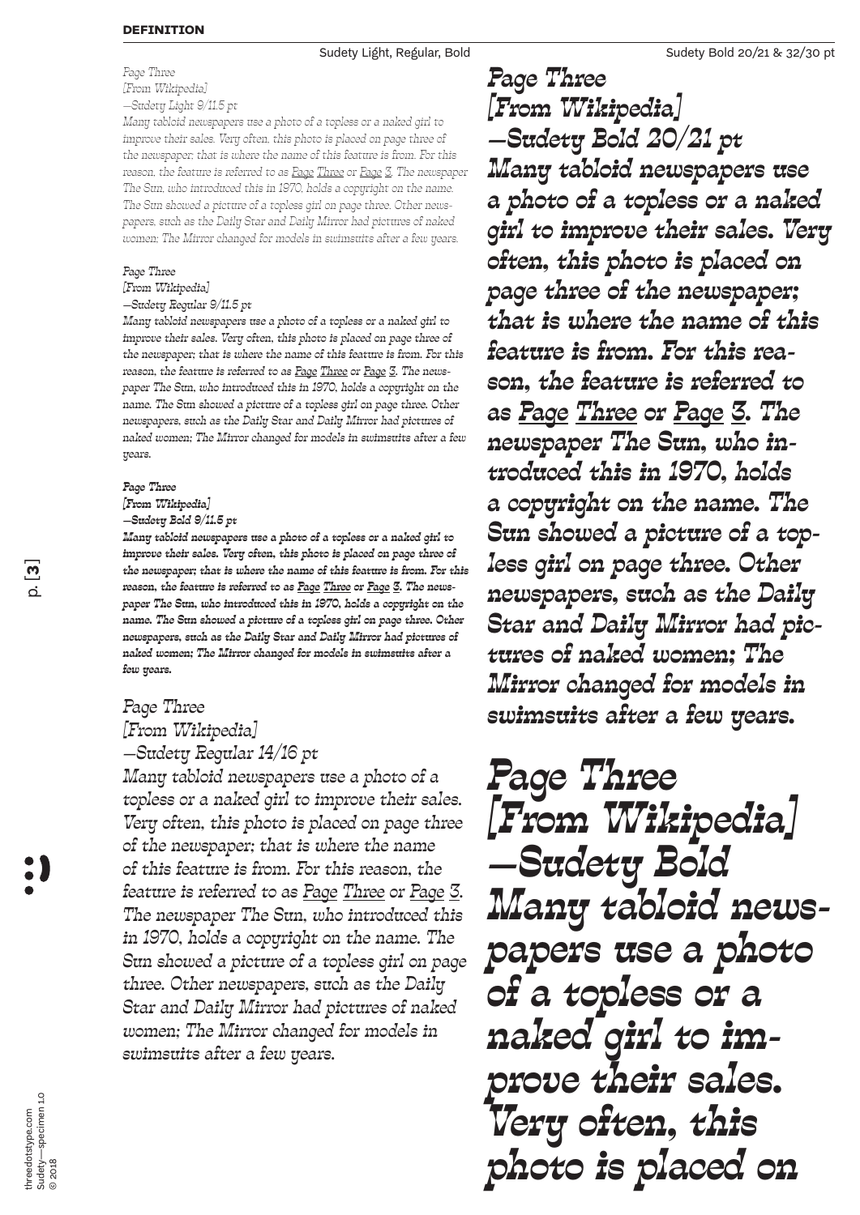**DEFINITION**

Sudety Light, Regular, Bold

Sudety Bold 20/21 & 32/30 pt

*Page Three*
*[From Wikipedia]*
*—Sudety Light 9/11.5 pt*
*Many tabloid newspapers use a photo of a topless or a naked girl to improve their sales. Very often, this photo is placed on page three of the newspaper; that is where the name of this feature is from. For this reason, the feature is referred to as Page Three or Page 3. The newspaper The Sun, who introduced this in 1970, holds a copyright on the name. The Sun showed a picture of a topless girl on page three. Other newspapers, such as the Daily Star and Daily Mirror had pictures of naked women; The Mirror changed for models in swimsuits after a few years.*

*Page Three*
*[From Wikipedia]*
*—Sudety Regular 9/11.5 pt*
*Many tabloid newspapers use a photo of a topless or a naked girl to improve their sales. Very often, this photo is placed on page three of the newspaper; that is where the name of this feature is from. For this reason, the feature is referred to as Page Three or Page 3. The newspaper The Sun, who introduced this in 1970, holds a copyright on the name. The Sun showed a picture of a topless girl on page three. Other newspapers, such as the Daily Star and Daily Mirror had pictures of naked women; The Mirror changed for models in swimsuits after a few years.*

***Page Three***
***[From Wikipedia]***
***—Sudety Bold 9/11.5 pt***
***Many tabloid newspapers use a photo of a topless or a naked girl to improve their sales. Very often, this photo is placed on page three of the newspaper; that is where the name of this feature is from. For this reason, the feature is referred to as Page Three or Page 3. The newspaper The Sun, who introduced this in 1970, holds a copyright on the name. The Sun showed a picture of a topless girl on page three. Other newspapers, such as the Daily Star and Daily Mirror had pictures of naked women; The Mirror changed for models in swimsuits after a few years.***

*Page Three*
*[From Wikipedia]*
*—Sudety Regular 14/16 pt*
*Many tabloid newspapers use a photo of a topless or a naked girl to improve their sales. Very often, this photo is placed on page three of the newspaper; that is where the name of this feature is from. For this reason, the feature is referred to as Page Three or Page 3. The newspaper The Sun, who introduced this in 1970, holds a copyright on the name. The Sun showed a picture of a topless girl on page three. Other newspapers, such as the Daily Star and Daily Mirror had pictures of naked women; The Mirror changed for models in swimsuits after a few years.*

***Page Three***
***[From Wikipedia]***
***—Sudety Bold 20/21 pt***
***Many tabloid newspapers use a photo of a topless or a naked girl to improve their sales. Very often, this photo is placed on page three of the newspaper; that is where the name of this feature is from. For this reason, the feature is referred to as Page Three or Page 3. The newspaper The Sun, who introduced this in 1970, holds a copyright on the name. The Sun showed a picture of a topless girl on page three. Other newspapers, such as the Daily Star and Daily Mirror had pictures of naked women; The Mirror changed for models in swimsuits after a few years.***

***Page Three***
***[From Wikipedia]***
***—Sudety Bold***
***Many tabloid newspapers use a photo of a topless or a naked girl to improve their sales. Very often, this photo is placed on***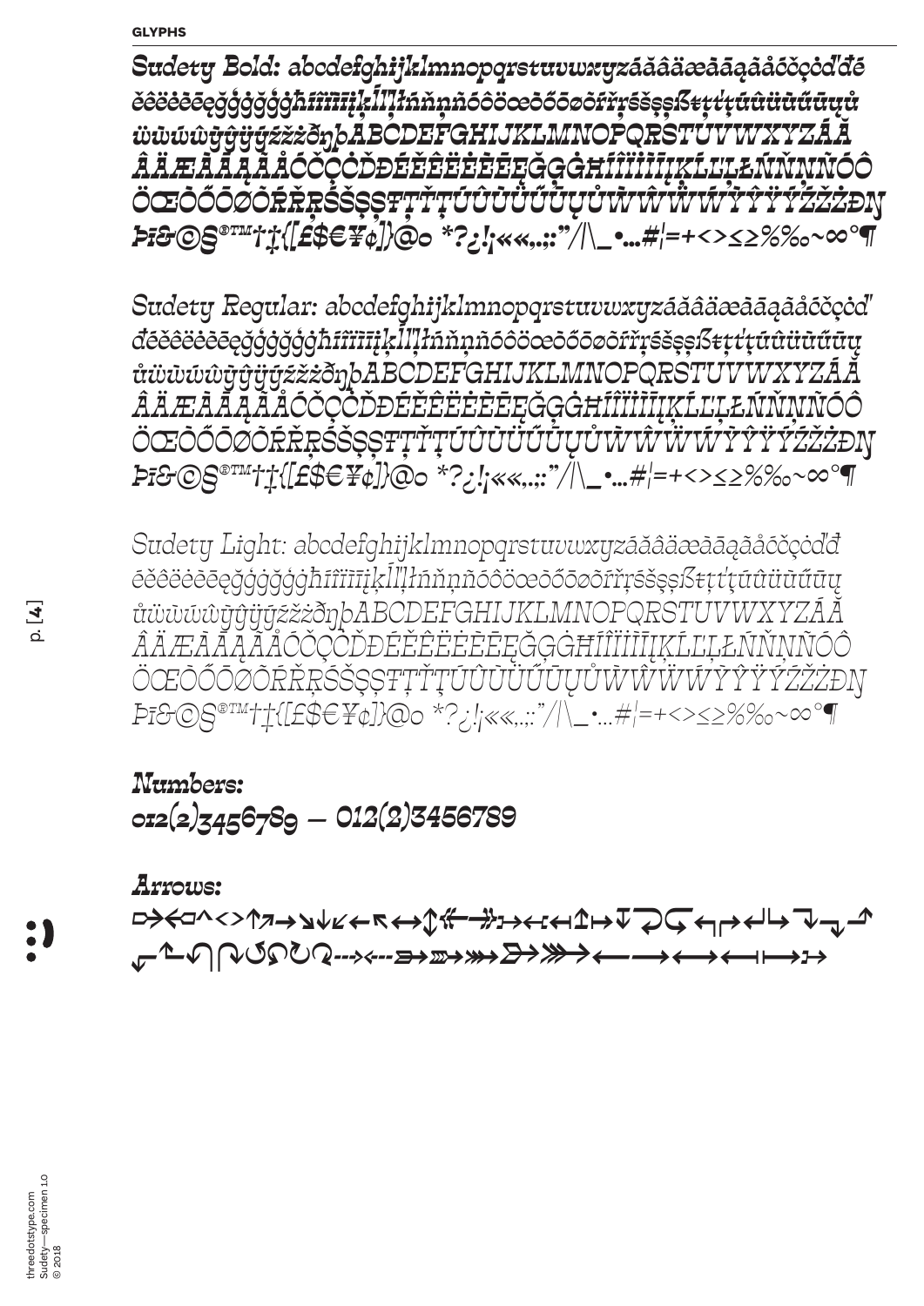**GLYPHS**

***Sudety Bold:** abcdefghijklmnopqrstuvwxyzáăâäæàāąåãćčçċďđé ěêëėèēęğĝģġĥħíîïìīįķĺľļłńňņñóôöœòőōøõŕřŗśšşșßŧţťţúûüùűūųů ẁŵẃẅŷÿỳýźžżðŋþABCDEFGHIJKLMNOPQRSTUVWXYZÁĂ ÂÄÆÀĀĄÅÃĆČÇĊĎĐÉĚÊËĖÈĒĘĞĢĠĦÍÎÏİÌĪĮĶĹĽĻŁŃŇŅÑÓÔ ÖŒÒŐŌØÕŔŘŖŚŠŞȘŦŢŤȚÚÛÜÙŰŪŲŮẀŴẂẄŶŸỲÝŹŽŻÐŊ Þī&©§®™†‡{[£$€¥¢]}@ₒ *?¿!¡«‹,.;:"/|\_•…#¦=+<>≤≥%‰~∞°¶*

*Sudety Regular: abcdefghijklmnopqrstuvwxyzáăâäæàāąåãćčçċď đéěêëėèēęğĝģġĥħíîïìīįķĺľļłńňņñóôöœòőōøõŕřŗśšşșßŧţťţúûüùűūų ůẁŵẃẅŷÿỳýźžżðŋþABCDEFGHIJKLMNOPQRSTUVWXYZÁĂ ÂÄÆÀĀĄÅÃĆČÇĊĎĐÉĚÊËĖÈĒĘĞĢĠĦÍÎÏİÌĪĮĶĹĽĻŁŃŇŅÑÓÔ ÖŒÒŐŌØÕŔŘŖŚŠŞȘŦŢŤȚÚÛÜÙŰŪŲŮẀŴẂẄŶŸỲÝŹŽŻÐŊ Þī&©§®™†‡{[£$€¥¢]}@ₒ *?¿!¡«‹,.;:"/|\_•…#¦=+<>≤≥%‰~∞°¶*

*Sudety Light: abcdefghijklmnopqrstuvwxyzáăâäæàāąåãćčçċďđ éěêëėèēęğĝģġĥħíîïìīįķĺľļłńňņñóôöœòőōøõŕřŗśšşșßŧţťţúûüùűūų ůẁŵẃẅŷÿỳýźžżðŋþABCDEFGHIJKLMNOPQRSTUVWXYZÁĂ ÂÄÆÀĀĄÅÃĆČÇĊĎĐÉĚÊËĖÈĒĘĞĢĠĦÍÎÏİÌĪĮĶĹĽĻŁŃŇŅÑÓÔ ÖŒÒŐŌØÕŔŘŖŚŠŞȘŦŢŤȚÚÛÜÙŰŪŲŮẀŴẂẄŶŸỲÝŹŽŻÐŊ Þī&©§®™†‡{[£$€¥¢]}@ₒ *?¿!¡«‹,.;:"/|\_•…#¦=+<>≤≥%‰~∞°¶*

***Numbers:***
***012(2)3456789 — 012(2)3456789***

***Arrows:***
⇨⇦⇧^<>↑↗→↘↓↙←↖↔↕⇍⇏↣↢↤↥↦↧⤾⤿↰↱↲↳↴↵⬏ ⬐⬑↶↷↺↻⇠⇢⇛⤃⇶⤐⟿⟵⟶⟷⟻⟼⤅

threedotstype.com
Sudety—specimen 1.0
© 2018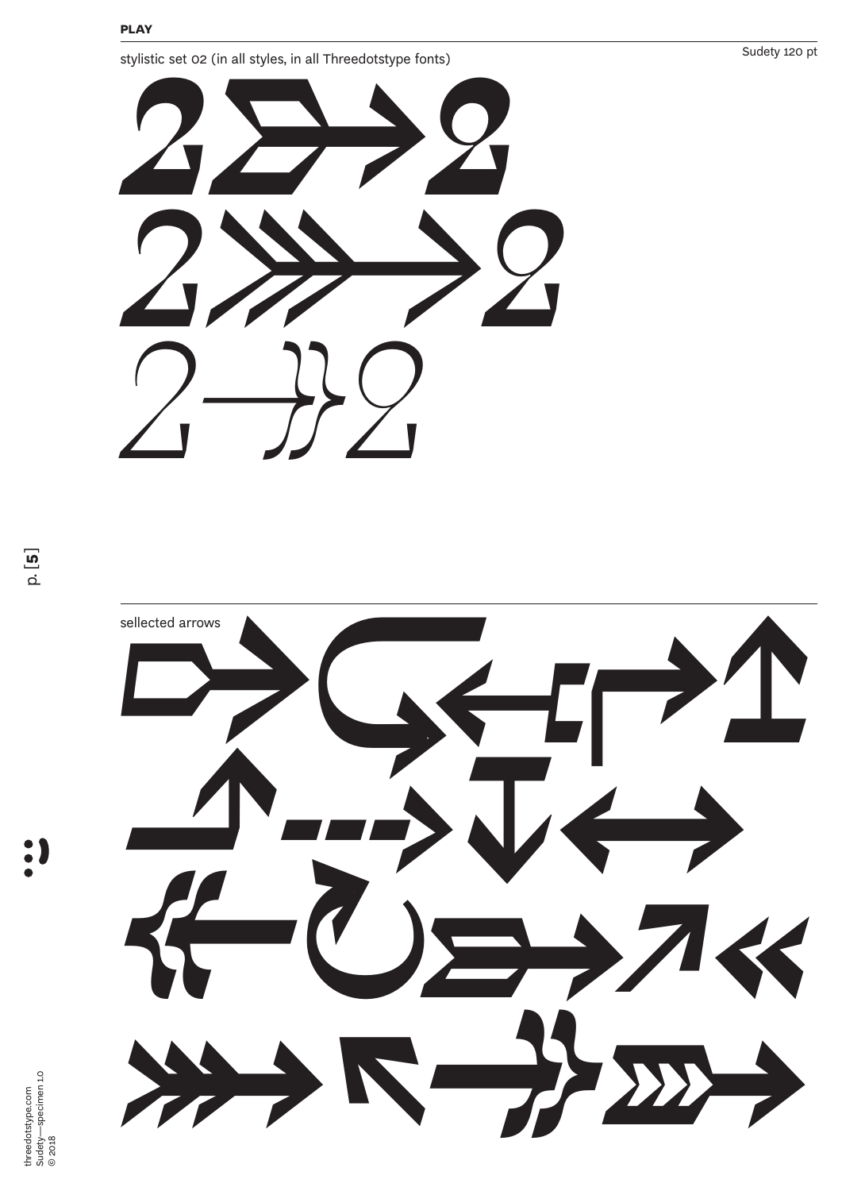**PLAY**

stylistic set 02 (in all styles, in all Threedotstype fonts)

Sudety 120 pt

sellected arrows